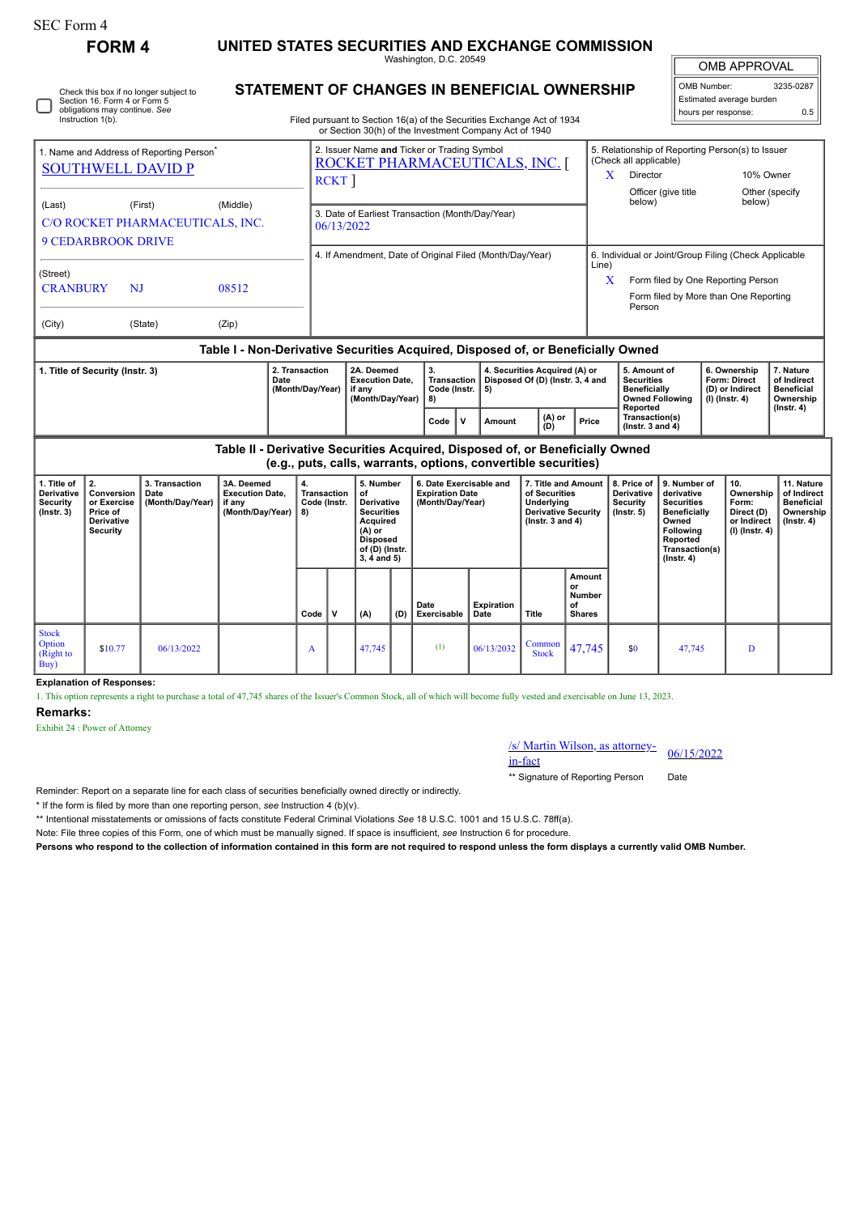SEC Form 4

# FORM 4

## UNITED STATES SECURITIES AND EXCHANGE COMMISSION

Washington, D.C. 20549

## STATEMENT OF CHANGES IN BENEFICIAL OWNERSHIP

Filed pursuant to Section 16(a) of the Securities Exchange Act of 1934 or Section 30(h) of the Investment Company Act of 1940

| OMB APPROVAL | |
|---|---|
| OMB Number: | 3235-0287 |
| Estimated average burden | |
| hours per response: | 0.5 |

☐ Check this box if no longer subject to Section 16. Form 4 or Form 5 obligations may continue. *See* Instruction 1(b).

**1. Name and Address of Reporting Person***

SOUTHWELL DAVID P

(Last) (First) (Middle)

C/O ROCKET PHARMACEUTICALS, INC.
9 CEDARBROOK DRIVE

(Street)

CRANBURY NJ 08512

(City) (State) (Zip)

**2. Issuer Name and Ticker or Trading Symbol**

ROCKET PHARMACEUTICALS, INC. [ RCKT ]

**3. Date of Earliest Transaction (Month/Day/Year)**

06/13/2022

**4. If Amendment, Date of Original Filed (Month/Day/Year)**

**5. Relationship of Reporting Person(s) to Issuer (Check all applicable)**

X Director
10% Owner
Officer (give title below)
Other (specify below)

**6. Individual or Joint/Group Filing (Check Applicable Line)**

X Form filed by One Reporting Person
Form filed by More than One Reporting Person

### Table I - Non-Derivative Securities Acquired, Disposed of, or Beneficially Owned

| 1. Title of Security (Instr. 3) | 2. Transaction Date (Month/Day/Year) | 2A. Deemed Execution Date, if any (Month/Day/Year) | 3. Transaction Code (Instr. 8) | | 4. Securities Acquired (A) or Disposed Of (D) (Instr. 3, 4 and 5) | | | 5. Amount of Securities Beneficially Owned Following Reported Transaction(s) (Instr. 3 and 4) | 6. Ownership Form: Direct (D) or Indirect (I) (Instr. 4) | 7. Nature of Indirect Beneficial Ownership (Instr. 4) |
|---|---|---|---|---|---|---|---|---|---|---|
| | | | Code | V | Amount | (A) or (D) | Price | | | |

### Table II - Derivative Securities Acquired, Disposed of, or Beneficially Owned (e.g., puts, calls, warrants, options, convertible securities)

| 1. Title of Derivative Security (Instr. 3) | 2. Conversion or Exercise Price of Derivative Security | 3. Transaction Date (Month/Day/Year) | 3A. Deemed Execution Date, if any (Month/Day/Year) | 4. Transaction Code (Instr. 8) | | 5. Number of Derivative Securities Acquired (A) or Disposed of (D) (Instr. 3, 4 and 5) | | 6. Date Exercisable and Expiration Date (Month/Day/Year) | | 7. Title and Amount of Securities Underlying Derivative Security (Instr. 3 and 4) | | 8. Price of Derivative Security (Instr. 5) | 9. Number of derivative Securities Beneficially Owned Following Reported Transaction(s) (Instr. 4) | 10. Ownership Form: Direct (D) or Indirect (I) (Instr. 4) | 11. Nature of Indirect Beneficial Ownership (Instr. 4) |
|---|---|---|---|---|---|---|---|---|---|---|---|---|---|---|---|
| | | | | Code | V | (A) | (D) | Date Exercisable | Expiration Date | Title | Amount or Number of Shares | | | | |
| Stock Option (Right to Buy) | $10.77 | 06/13/2022 | | A | | 47,745 | | (1) | 06/13/2032 | Common Stock | 47,745 | $0 | 47,745 | D | |

**Explanation of Responses:**

1. This option represents a right to purchase a total of 47,745 shares of the Issuer's Common Stock, all of which will become fully vested and exercisable on June 13, 2023.

**Remarks:**

Exhibit 24 : Power of Attorney

/s/ Martin Wilson, as attorney-in-fact 06/15/2022

** Signature of Reporting Person Date

Reminder: Report on a separate line for each class of securities beneficially owned directly or indirectly.

\* If the form is filed by more than one reporting person, *see* Instruction 4 (b)(v).

** Intentional misstatements or omissions of facts constitute Federal Criminal Violations *See* 18 U.S.C. 1001 and 15 U.S.C. 78ff(a).

Note: File three copies of this Form, one of which must be manually signed. If space is insufficient, *see* Instruction 6 for procedure.

**Persons who respond to the collection of information contained in this form are not required to respond unless the form displays a currently valid OMB Number.**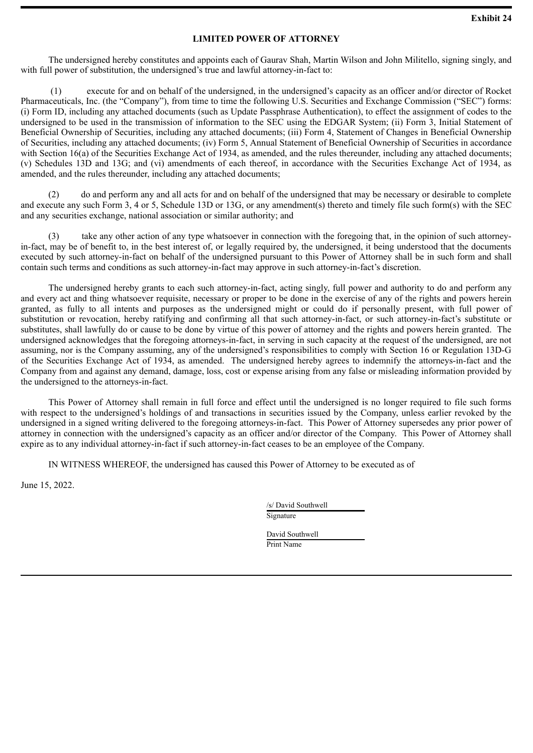**Exhibit 24**

**LIMITED POWER OF ATTORNEY**

The undersigned hereby constitutes and appoints each of Gaurav Shah, Martin Wilson and John Militello, signing singly, and with full power of substitution, the undersigned's true and lawful attorney-in-fact to:

(1) execute for and on behalf of the undersigned, in the undersigned's capacity as an officer and/or director of Rocket Pharmaceuticals, Inc. (the "Company"), from time to time the following U.S. Securities and Exchange Commission ("SEC") forms: (i) Form ID, including any attached documents (such as Update Passphrase Authentication), to effect the assignment of codes to the undersigned to be used in the transmission of information to the SEC using the EDGAR System; (ii) Form 3, Initial Statement of Beneficial Ownership of Securities, including any attached documents; (iii) Form 4, Statement of Changes in Beneficial Ownership of Securities, including any attached documents; (iv) Form 5, Annual Statement of Beneficial Ownership of Securities in accordance with Section 16(a) of the Securities Exchange Act of 1934, as amended, and the rules thereunder, including any attached documents; (v) Schedules 13D and 13G; and (vi) amendments of each thereof, in accordance with the Securities Exchange Act of 1934, as amended, and the rules thereunder, including any attached documents;

(2) do and perform any and all acts for and on behalf of the undersigned that may be necessary or desirable to complete and execute any such Form 3, 4 or 5, Schedule 13D or 13G, or any amendment(s) thereto and timely file such form(s) with the SEC and any securities exchange, national association or similar authority; and

(3) take any other action of any type whatsoever in connection with the foregoing that, in the opinion of such attorney-in-fact, may be of benefit to, in the best interest of, or legally required by, the undersigned, it being understood that the documents executed by such attorney-in-fact on behalf of the undersigned pursuant to this Power of Attorney shall be in such form and shall contain such terms and conditions as such attorney-in-fact may approve in such attorney-in-fact's discretion.

The undersigned hereby grants to each such attorney-in-fact, acting singly, full power and authority to do and perform any and every act and thing whatsoever requisite, necessary or proper to be done in the exercise of any of the rights and powers herein granted, as fully to all intents and purposes as the undersigned might or could do if personally present, with full power of substitution or revocation, hereby ratifying and confirming all that such attorney-in-fact, or such attorney-in-fact's substitute or substitutes, shall lawfully do or cause to be done by virtue of this power of attorney and the rights and powers herein granted. The undersigned acknowledges that the foregoing attorneys-in-fact, in serving in such capacity at the request of the undersigned, are not assuming, nor is the Company assuming, any of the undersigned's responsibilities to comply with Section 16 or Regulation 13D-G of the Securities Exchange Act of 1934, as amended. The undersigned hereby agrees to indemnify the attorneys-in-fact and the Company from and against any demand, damage, loss, cost or expense arising from any false or misleading information provided by the undersigned to the attorneys-in-fact.

This Power of Attorney shall remain in full force and effect until the undersigned is no longer required to file such forms with respect to the undersigned's holdings of and transactions in securities issued by the Company, unless earlier revoked by the undersigned in a signed writing delivered to the foregoing attorneys-in-fact. This Power of Attorney supersedes any prior power of attorney in connection with the undersigned's capacity as an officer and/or director of the Company. This Power of Attorney shall expire as to any individual attorney-in-fact if such attorney-in-fact ceases to be an employee of the Company.

IN WITNESS WHEREOF, the undersigned has caused this Power of Attorney to be executed as of

June 15, 2022.

/s/ David Southwell
Signature

David Southwell
Print Name